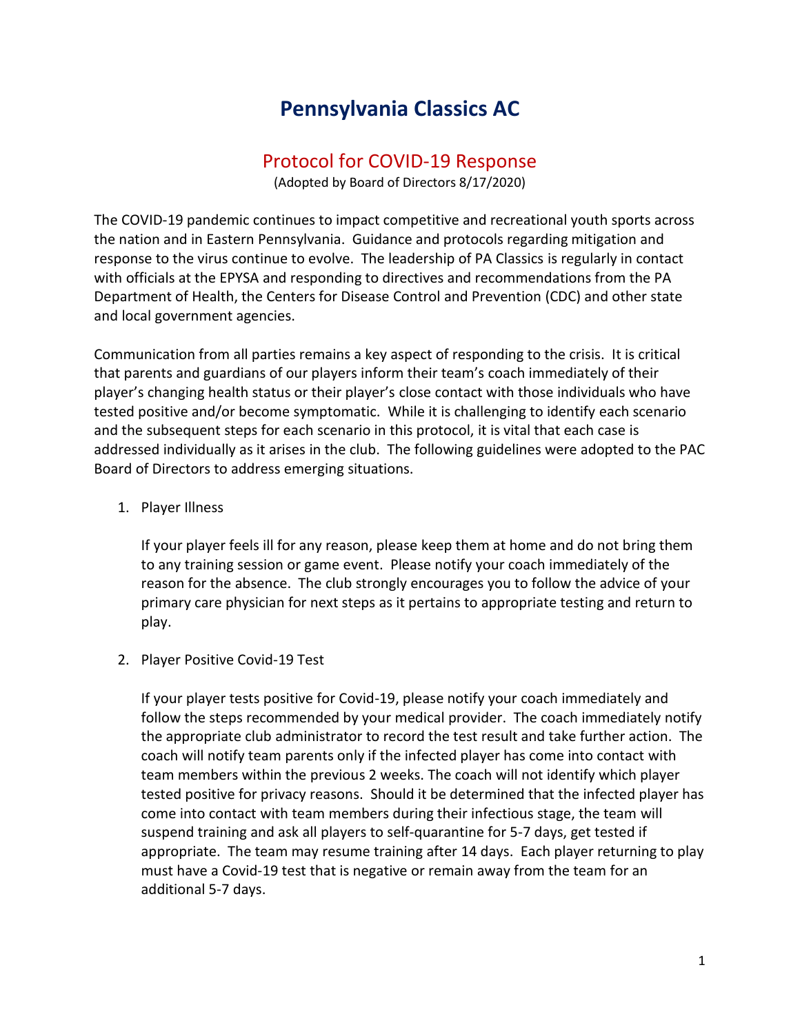# Pennsylvania Classics AC

## Protocol for COVID-19 Response

(Adopted by Board of Directors 8/17/2020)

The COVID-19 pandemic continues to impact competitive and recreational youth sports across the nation and in Eastern Pennsylvania. Guidance and protocols regarding mitigation and response to the virus continue to evolve. The leadership of PA Classics is regularly in contact with officials at the EPYSA and responding to directives and recommendations from the PA Department of Health, the Centers for Disease Control and Prevention (CDC) and other state and local government agencies.

Communication from all parties remains a key aspect of responding to the crisis. It is critical that parents and guardians of our players inform their team's coach immediately of their player's changing health status or their player's close contact with those individuals who have tested positive and/or become symptomatic. While it is challenging to identify each scenario and the subsequent steps for each scenario in this protocol, it is vital that each case is addressed individually as it arises in the club. The following guidelines were adopted to the PAC Board of Directors to address emerging situations.

1. Player Illness

   If your player feels ill for any reason, please keep them at home and do not bring them to any training session or game event. Please notify your coach immediately of the reason for the absence. The club strongly encourages you to follow the advice of your primary care physician for next steps as it pertains to appropriate testing and return to play.

2. Player Positive Covid-19 Test

   If your player tests positive for Covid-19, please notify your coach immediately and follow the steps recommended by your medical provider. The coach immediately notify the appropriate club administrator to record the test result and take further action. The coach will notify team parents only if the infected player has come into contact with team members within the previous 2 weeks. The coach will not identify which player tested positive for privacy reasons. Should it be determined that the infected player has come into contact with team members during their infectious stage, the team will suspend training and ask all players to self-quarantine for 5-7 days, get tested if appropriate. The team may resume training after 14 days. Each player returning to play must have a Covid-19 test that is negative or remain away from the team for an additional 5-7 days.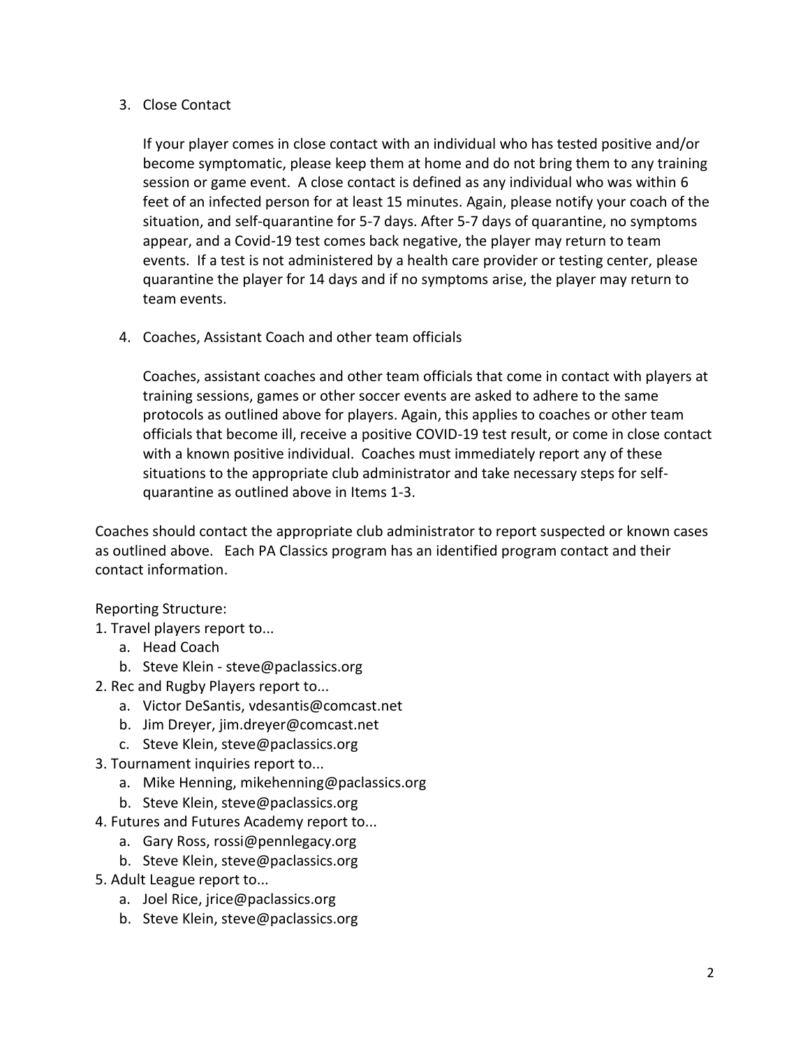3. Close Contact

   If your player comes in close contact with an individual who has tested positive and/or become symptomatic, please keep them at home and do not bring them to any training session or game event. A close contact is defined as any individual who was within 6 feet of an infected person for at least 15 minutes. Again, please notify your coach of the situation, and self-quarantine for 5-7 days. After 5-7 days of quarantine, no symptoms appear, and a Covid-19 test comes back negative, the player may return to team events. If a test is not administered by a health care provider or testing center, please quarantine the player for 14 days and if no symptoms arise, the player may return to team events.

4. Coaches, Assistant Coach and other team officials

   Coaches, assistant coaches and other team officials that come in contact with players at training sessions, games or other soccer events are asked to adhere to the same protocols as outlined above for players. Again, this applies to coaches or other team officials that become ill, receive a positive COVID-19 test result, or come in close contact with a known positive individual. Coaches must immediately report any of these situations to the appropriate club administrator and take necessary steps for self-quarantine as outlined above in Items 1-3.

Coaches should contact the appropriate club administrator to report suspected or known cases as outlined above. Each PA Classics program has an identified program contact and their contact information.

Reporting Structure:

1. Travel players report to...
   a. Head Coach
   b. Steve Klein - steve@paclassics.org
2. Rec and Rugby Players report to...
   a. Victor DeSantis, vdesantis@comcast.net
   b. Jim Dreyer, jim.dreyer@comcast.net
   c. Steve Klein, steve@paclassics.org
3. Tournament inquiries report to...
   a. Mike Henning, mikehenning@paclassics.org
   b. Steve Klein, steve@paclassics.org
4. Futures and Futures Academy report to...
   a. Gary Ross, rossi@pennlegacy.org
   b. Steve Klein, steve@paclassics.org
5. Adult League report to...
   a. Joel Rice, jrice@paclassics.org
   b. Steve Klein, steve@paclassics.org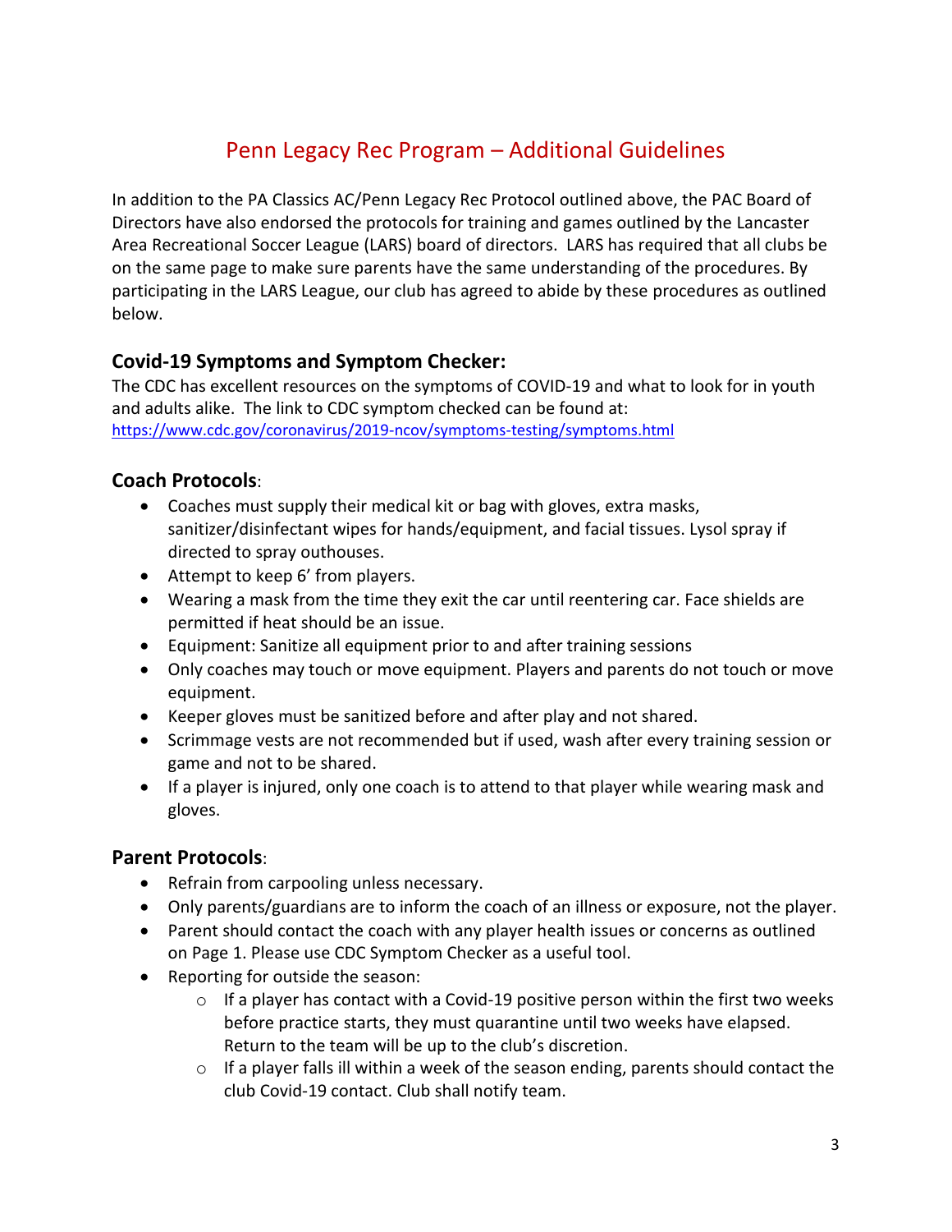# Penn Legacy Rec Program – Additional Guidelines

In addition to the PA Classics AC/Penn Legacy Rec Protocol outlined above, the PAC Board of Directors have also endorsed the protocols for training and games outlined by the Lancaster Area Recreational Soccer League (LARS) board of directors. LARS has required that all clubs be on the same page to make sure parents have the same understanding of the procedures. By participating in the LARS League, our club has agreed to abide by these procedures as outlined below.

### Covid-19 Symptoms and Symptom Checker:

The CDC has excellent resources on the symptoms of COVID-19 and what to look for in youth and adults alike. The link to CDC symptom checked can be found at: https://www.cdc.gov/coronavirus/2019-ncov/symptoms-testing/symptoms.html

### Coach Protocols:

- Coaches must supply their medical kit or bag with gloves, extra masks, sanitizer/disinfectant wipes for hands/equipment, and facial tissues. Lysol spray if directed to spray outhouses.
- Attempt to keep 6' from players.
- Wearing a mask from the time they exit the car until reentering car. Face shields are permitted if heat should be an issue.
- Equipment: Sanitize all equipment prior to and after training sessions
- Only coaches may touch or move equipment. Players and parents do not touch or move equipment.
- Keeper gloves must be sanitized before and after play and not shared.
- Scrimmage vests are not recommended but if used, wash after every training session or game and not to be shared.
- If a player is injured, only one coach is to attend to that player while wearing mask and gloves.

### Parent Protocols:

- Refrain from carpooling unless necessary.
- Only parents/guardians are to inform the coach of an illness or exposure, not the player.
- Parent should contact the coach with any player health issues or concerns as outlined on Page 1. Please use CDC Symptom Checker as a useful tool.
- Reporting for outside the season:
  - If a player has contact with a Covid-19 positive person within the first two weeks before practice starts, they must quarantine until two weeks have elapsed. Return to the team will be up to the club's discretion.
  - If a player falls ill within a week of the season ending, parents should contact the club Covid-19 contact. Club shall notify team.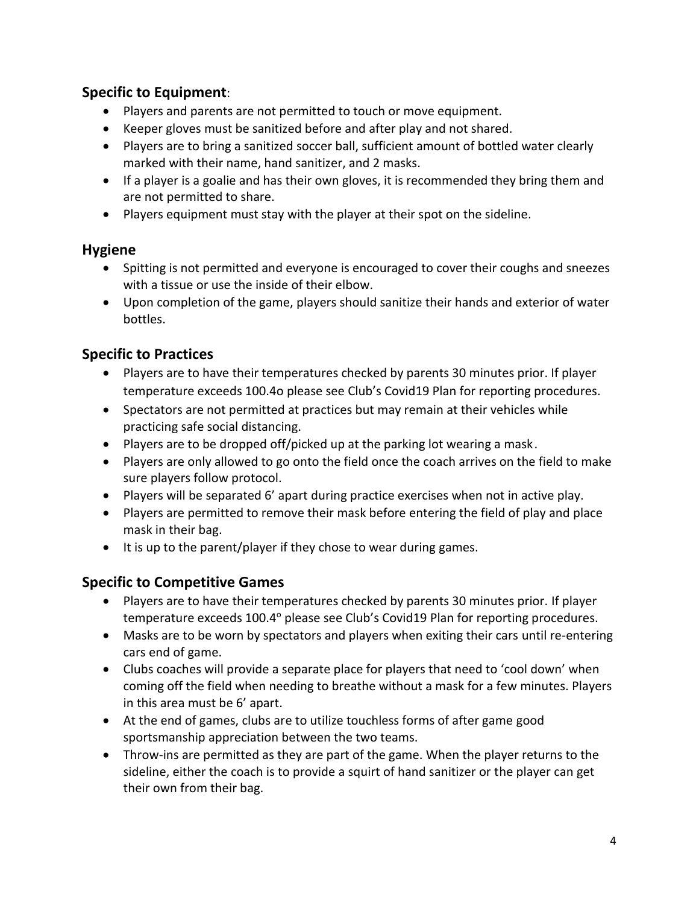## Specific to Equipment:

- Players and parents are not permitted to touch or move equipment.
- Keeper gloves must be sanitized before and after play and not shared.
- Players are to bring a sanitized soccer ball, sufficient amount of bottled water clearly marked with their name, hand sanitizer, and 2 masks.
- If a player is a goalie and has their own gloves, it is recommended they bring them and are not permitted to share.
- Players equipment must stay with the player at their spot on the sideline.

## Hygiene

- Spitting is not permitted and everyone is encouraged to cover their coughs and sneezes with a tissue or use the inside of their elbow.
- Upon completion of the game, players should sanitize their hands and exterior of water bottles.

## Specific to Practices

- Players are to have their temperatures checked by parents 30 minutes prior. If player temperature exceeds 100.4o please see Club's Covid19 Plan for reporting procedures.
- Spectators are not permitted at practices but may remain at their vehicles while practicing safe social distancing.
- Players are to be dropped off/picked up at the parking lot wearing a mask.
- Players are only allowed to go onto the field once the coach arrives on the field to make sure players follow protocol.
- Players will be separated 6' apart during practice exercises when not in active play.
- Players are permitted to remove their mask before entering the field of play and place mask in their bag.
- It is up to the parent/player if they chose to wear during games.

## Specific to Competitive Games

- Players are to have their temperatures checked by parents 30 minutes prior. If player temperature exceeds 100.4° please see Club's Covid19 Plan for reporting procedures.
- Masks are to be worn by spectators and players when exiting their cars until re-entering cars end of game.
- Clubs coaches will provide a separate place for players that need to 'cool down' when coming off the field when needing to breathe without a mask for a few minutes. Players in this area must be 6' apart.
- At the end of games, clubs are to utilize touchless forms of after game good sportsmanship appreciation between the two teams.
- Throw-ins are permitted as they are part of the game. When the player returns to the sideline, either the coach is to provide a squirt of hand sanitizer or the player can get their own from their bag.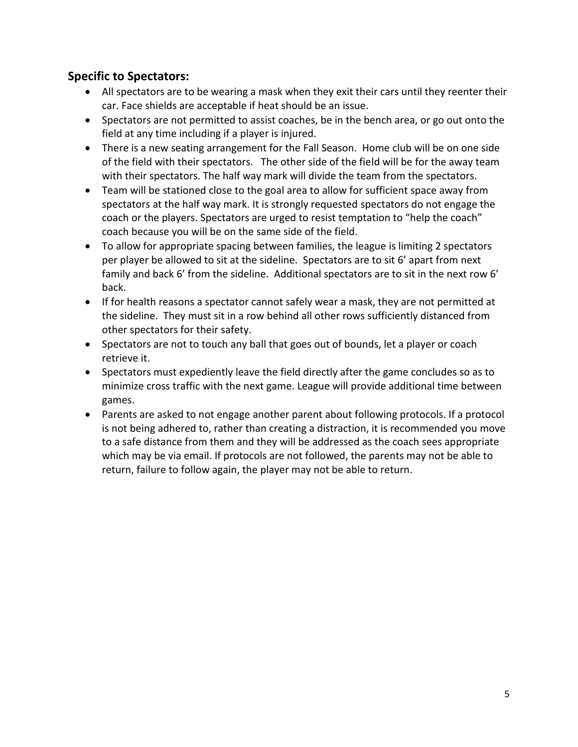### Specific to Spectators:

- All spectators are to be wearing a mask when they exit their cars until they reenter their car. Face shields are acceptable if heat should be an issue.
- Spectators are not permitted to assist coaches, be in the bench area, or go out onto the field at any time including if a player is injured.
- There is a new seating arrangement for the Fall Season. Home club will be on one side of the field with their spectators. The other side of the field will be for the away team with their spectators. The half way mark will divide the team from the spectators.
- Team will be stationed close to the goal area to allow for sufficient space away from spectators at the half way mark. It is strongly requested spectators do not engage the coach or the players. Spectators are urged to resist temptation to "help the coach" coach because you will be on the same side of the field.
- To allow for appropriate spacing between families, the league is limiting 2 spectators per player be allowed to sit at the sideline. Spectators are to sit 6' apart from next family and back 6' from the sideline. Additional spectators are to sit in the next row 6' back.
- If for health reasons a spectator cannot safely wear a mask, they are not permitted at the sideline. They must sit in a row behind all other rows sufficiently distanced from other spectators for their safety.
- Spectators are not to touch any ball that goes out of bounds, let a player or coach retrieve it.
- Spectators must expediently leave the field directly after the game concludes so as to minimize cross traffic with the next game. League will provide additional time between games.
- Parents are asked to not engage another parent about following protocols. If a protocol is not being adhered to, rather than creating a distraction, it is recommended you move to a safe distance from them and they will be addressed as the coach sees appropriate which may be via email. If protocols are not followed, the parents may not be able to return, failure to follow again, the player may not be able to return.